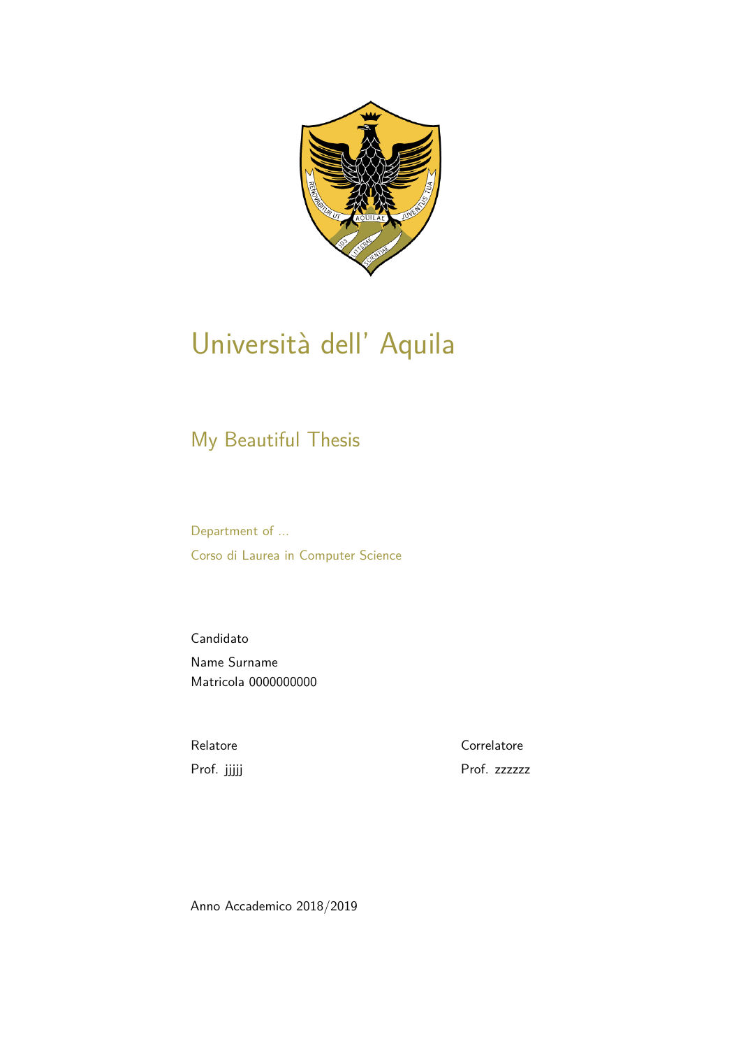# Università dell' Aquila

## My Beautiful Thesis

Department of ...

Corso di Laurea in Computer Science

Candidato

Name Surname

Matricola 0000000000

Relatore

Prof. jjjjj

Correlatore

Prof. zzzzzz

Anno Accademico 2018/2019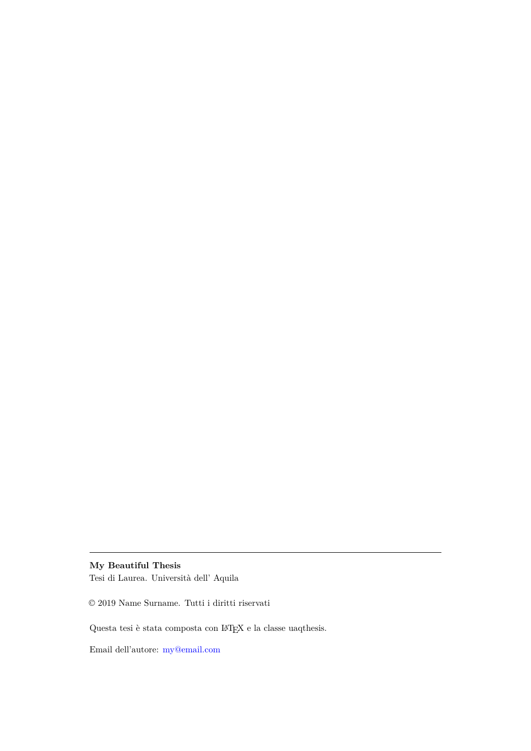---

**My Beautiful Thesis**
Tesi di Laurea. Università dell' Aquila

© 2019 Name Surname. Tutti i diritti riservati

Questa tesi è stata composta con LaTeX e la classe uaqthesis.

Email dell'autore: my@email.com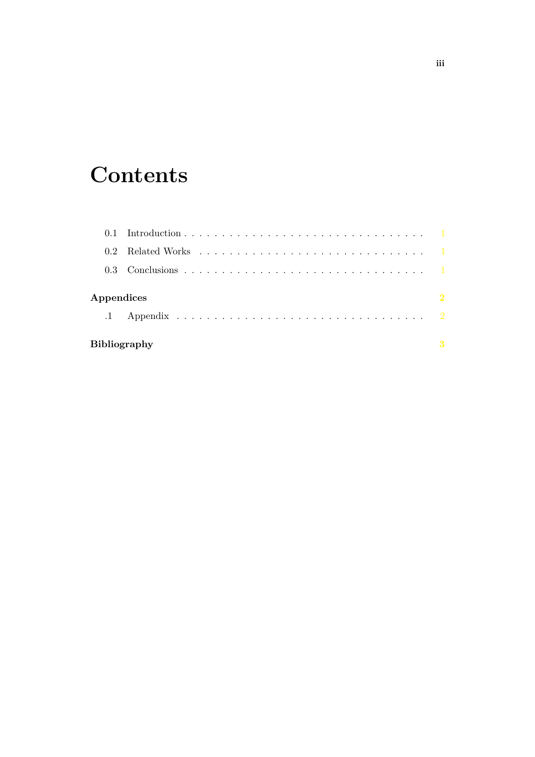# Contents

| | | |
|---|---|---|
| 0.1 | Introduction | 1 |
| 0.2 | Related Works | 1 |
| 0.3 | Conclusions | 1 |
| **Appendices** | | **2** |
| .1 | Appendix | 2 |
| **Bibliography** | | **3** |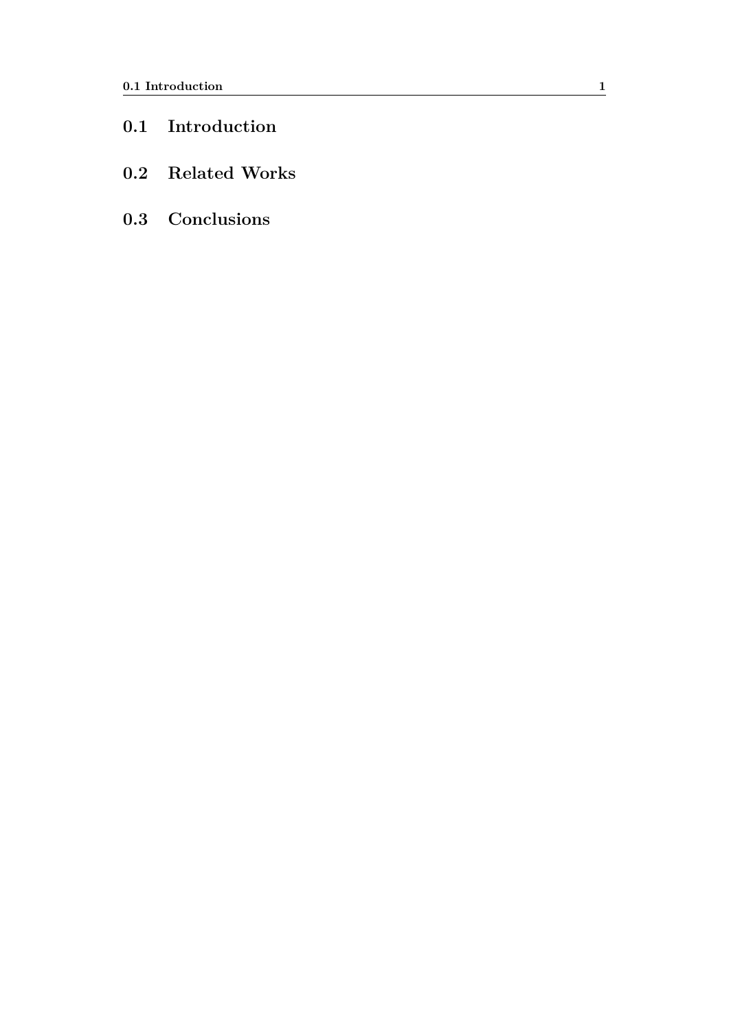## 0.1 Introduction

## 0.2 Related Works

## 0.3 Conclusions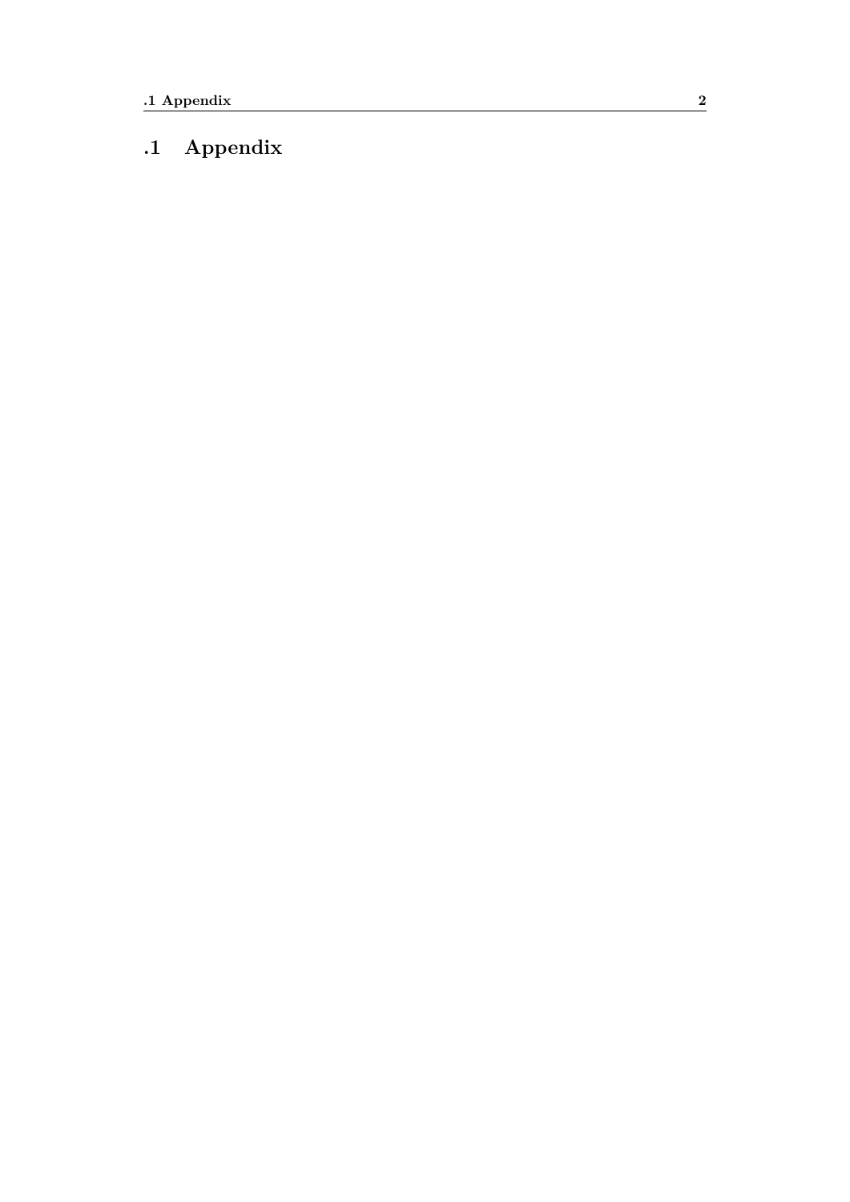## .1 Appendix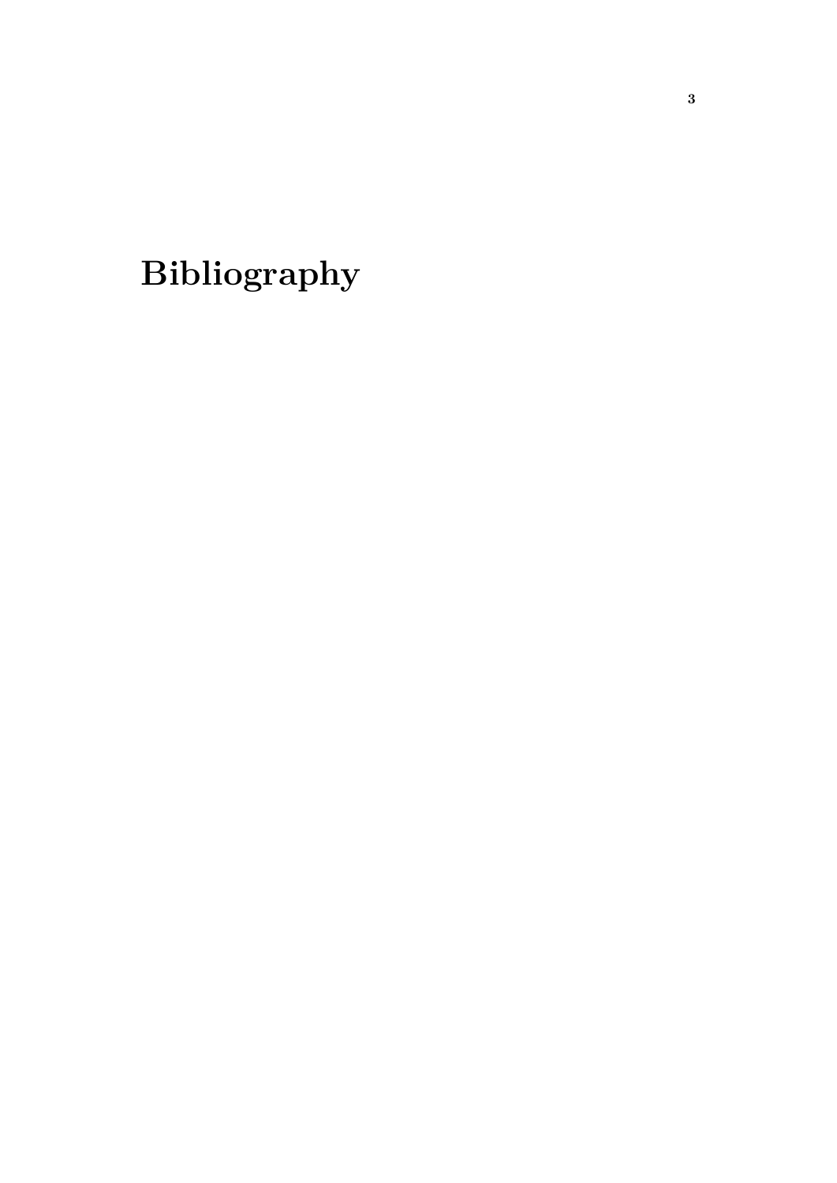# Bibliography